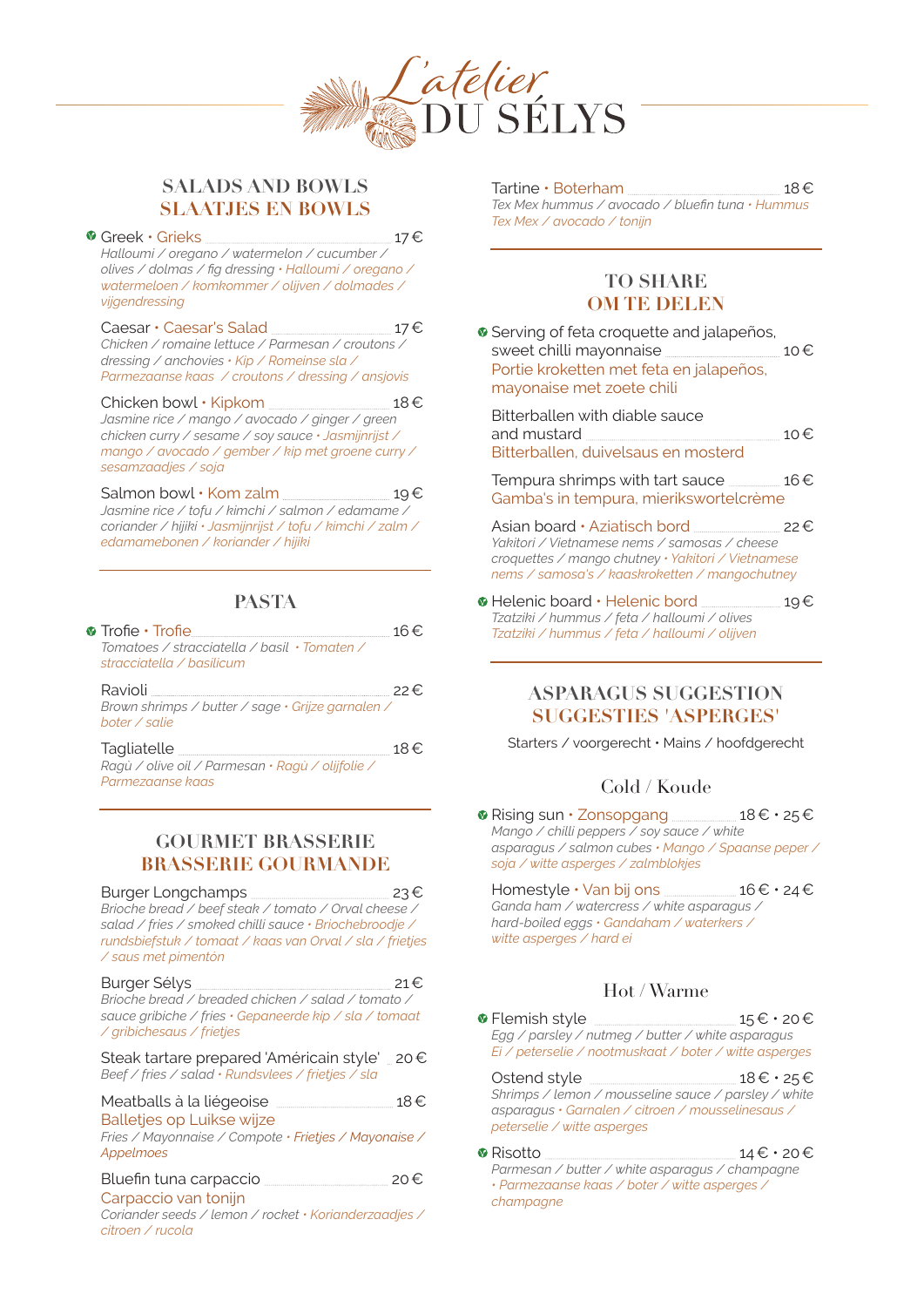# L'atelier DU SÉLYS

## SALADS AND BOWLS
## SLAATJES EN BOWLS

Greek • Grieks — 17 €
*Halloumi / oregano / watermelon / cucumber / olives / dolmas / fig dressing • Halloumi / oregano / watermeloen / komkommer / olijven / dolmades / vijgendressing*

Caesar • Caesar's Salad — 17 €
*Chicken / romaine lettuce / Parmesan / croutons / dressing / anchovies • Kip / Romeinse sla / Parmezaanse kaas / croutons / dressing / ansjovis*

Chicken bowl • Kipkom — 18 €
*Jasmine rice / mango / avocado / ginger / green chicken curry / sesame / soy sauce • Jasmijnrijst / mango / avocado / gember / kip met groene curry / sesamzaadjes / soja*

Salmon bowl • Kom zalm — 19 €
*Jasmine rice / tofu / kimchi / salmon / edamame / coriander / hijiki • Jasmijnrijst / tofu / kimchi / zalm / edamamebonen / koriander / hijiki*

## PASTA

Trofie • Trofie — 16 €
*Tomatoes / stracciatella / basil • Tomaten / stracciatella / basilicum*

Ravioli — 22 €
*Brown shrimps / butter / sage • Grijze garnalen / boter / salie*

Tagliatelle — 18 €
*Ragù / olive oil / Parmesan • Ragù / olijfolie / Parmezaanse kaas*

## GOURMET BRASSERIE
## BRASSERIE GOURMANDE

Burger Longchamps — 23 €
*Brioche bread / beef steak / tomato / Orval cheese / salad / fries / smoked chilli sauce • Briochebroodje / rundsbiefstuk / tomaat / kaas van Orval / sla / frietjes / saus met pimentón*

Burger Sélys — 21 €
*Brioche bread / breaded chicken / salad / tomato / sauce gribiche / fries • Gepaneerde kip / sla / tomaat / gribichesaus / frietjes*

Steak tartare prepared 'Américain style' — 20 €
*Beef / fries / salad • Rundsvlees / frietjes / sla*

Meatballs à la liégeoise — 18 €
Balletjes op Luikse wijze
*Fries / Mayonnaise / Compote • Frietjes / Mayonaise / Appelmoes*

Bluefin tuna carpaccio — 20 €
Carpaccio van tonijn
*Coriander seeds / lemon / rocket • Korianderzaadjes / citroen / rucola*

Tartine • Boterham — 18 €
*Tex Mex hummus / avocado / bluefin tuna • Hummus Tex Mex / avocado / tonijn*

## TO SHARE
## OM TE DELEN

Serving of feta croquette and jalapeños, sweet chilli mayonnaise — 10 €
Portie kroketten met feta en jalapeños, mayonaise met zoete chili

Bitterballen with diable sauce and mustard — 10 €
Bitterballen, duivelsaus en mosterd

Tempura shrimps with tart sauce — 16 €
Gamba's in tempura, mierikswortelcrème

Asian board • Aziatisch bord — 22 €
*Yakitori / Vietnamese nems / samosas / cheese croquettes / mango chutney • Yakitori / Vietnamese nems / samosa's / kaaskroketten / mangochutney*

Helenic board • Helenic bord — 19 €
*Tzatziki / hummus / feta / halloumi / olives Tzatziki / hummus / feta / halloumi / olijven*

## ASPARAGUS SUGGESTION
## SUGGESTIES 'ASPERGES'

Starters / voorgerecht • Mains / hoofdgerecht

### Cold / Koude

Rising sun • Zonsopgang — 18 € • 25 €
*Mango / chilli peppers / soy sauce / white asparagus / salmon cubes • Mango / Spaanse peper / soja / witte asperges / zalmblokjes*

Homestyle • Van bij ons — 16 € • 24 €
*Ganda ham / watercress / white asparagus / hard-boiled eggs • Gandaham / waterkers / witte asperges / hard ei*

### Hot / Warme

Flemish style — 15 € • 20 €
*Egg / parsley / nutmeg / butter / white asparagus Ei / peterselie / nootmuskaat / boter / witte asperges*

Ostend style — 18 € • 25 €
*Shrimps / lemon / mousseline sauce / parsley / white asparagus • Garnalen / citroen / mousselinesaus / peterselie / witte asperges*

Risotto — 14 € • 20 €
*Parmesan / butter / white asparagus / champagne • Parmezaanse kaas / boter / witte asperges / champagne*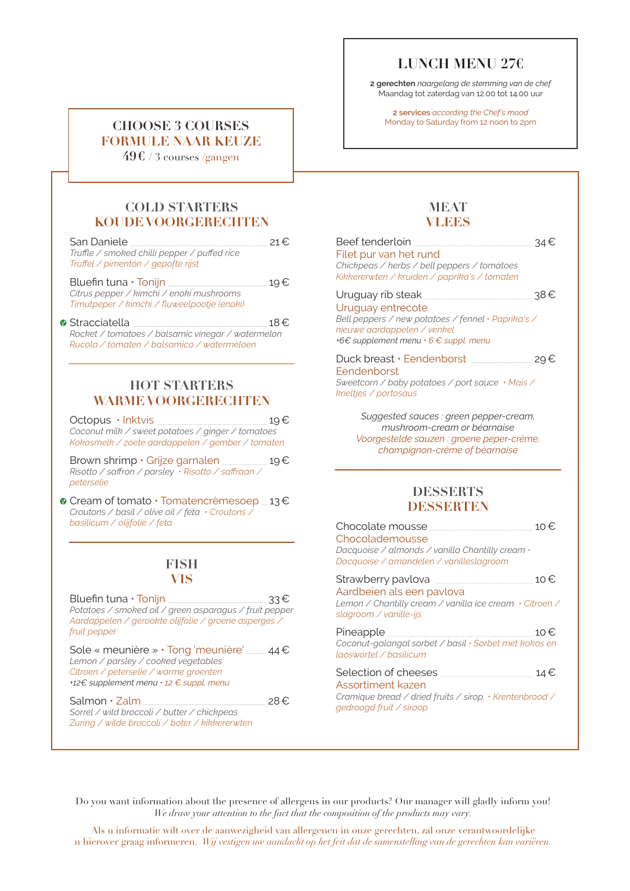## LUNCH MENU 27€

**2 gerechten** *naargelang de stemming van de chef*
Maandag tot zaterdag van 12.00 tot 14.00 uur

**2 services** *according the Chef's mood*
Monday to Saturday from 12 noon to 2pm

## CHOOSE 3 COURSES
## FORMULE NAAR KEUZE

49€ / 3 courses /gangen

### COLD STARTERS
### KOUDE VOORGERECHTEN

San Daniele ........ 21 €
*Truffle / smoked chilli pepper / puffed rice*
*Truffel / pimentón / gepofte rijst*

Bluefin tuna • Tonijn ........ 19 €
*Citrus pepper / kimchi / enoki mushrooms*
*Timutpeper / kimchi / fluweelpootje (enoki)*

Stracciatella ........ 18 €
*Rocket / tomatoes / balsamic vinegar / watermelon*
*Rucola / tomaten / balsamico / watermeloen*

### HOT STARTERS
### WARME VOORGERECHTEN

Octopus • Inktvis ........ 19 €
*Coconut milk / sweet potatoes / ginger / tomatoes*
*Kokosmelk / zoete aardappelen / gember / tomaten*

Brown shrimp • Grijze garnalen ........ 19 €
*Risotto / saffron / parsley • Risotto / saffraan / peterselie*

Cream of tomato • Tomatencrèmesoep ........ 13 €
*Croutons / basil / olive oil / feta • Croutons / basilicum / olijfolie / feta*

### FISH
### VIS

Bluefin tuna • Tonijn ........ 33 €
*Potatoes / smoked oil / green asparagus / fruit pepper*
*Aardappelen / gerookte olijfolie / groene asperges / fruit pepper*

Sole « meunière » • Tong 'meunière' ........ 44 €
*Lemon / parsley / cooked vegetables*
*Citroen / peterselie / warme groenten*
*+12€ supplement menu • 12 € suppl. menu*

Salmon • Zalm ........ 28 €
*Sorrel / wild broccoli / butter / chickpeas*
*Zuring / wilde broccoli / boter / kikkererwten*

### MEAT
### VLEES

Beef tenderloin ........ 34 €
Filet pur van het rund
*Chickpeas / herbs / bell peppers / tomatoes*
*Kikkererwten / kruiden / paprika's / tomaten*

Uruguay rib steak ........ 38 €
Uruguay entrecote
*Bell peppers / new potatoes / fennel • Paprika's / nieuwe aardappelen / venkel*
*+6€ supplement menu • 6 € suppl. menu*

Duck breast • Eendenborst ........ 29 €
Eendenborst
*Sweetcorn / baby potatoes / port sauce • Maïs / krieltjes / portosaus*

*Suggested sauces : green pepper-cream, mushroom-cream or béarnaise*
*Voorgestelde sauzen : groene peper-crème, champignon-crème of béarnaise*

### DESSERTS
### DESSERTEN

Chocolate mousse ........ 10 €
Chocolademousse
*Dacquoise / almonds / vanilla Chantilly cream • Dacquoise / amandelen / vanilleslagroom*

Strawberry pavlova ........ 10 €
Aardbeien als een pavlova
*Lemon / Chantilly cream / vanilla ice cream • Citroen / slagroom / vanille-ijs*

Pineapple ........ 10 €
*Coconut-galangal sorbet / basil • Sorbet met kokos en laoswortel / basilicum*

Selection of cheeses ........ 14 €
Assortiment kazen
*Cramique bread / dried fruits / sirop • Krentenbrood / gedroogd fruit / siroop*

Do you want information about the presence of allergens in our products? Our manager will gladly inform you!
*We draw your attention to the fact that the composition of the products may vary.*

Als u informatie wilt over de aanwezigheid van allergenen in onze gerechten, zal onze verantwoordelijke u hierover graag informeren. *Wij vestigen uw aandacht op het feit dat de samenstelling van de gerechten kan variëren.*